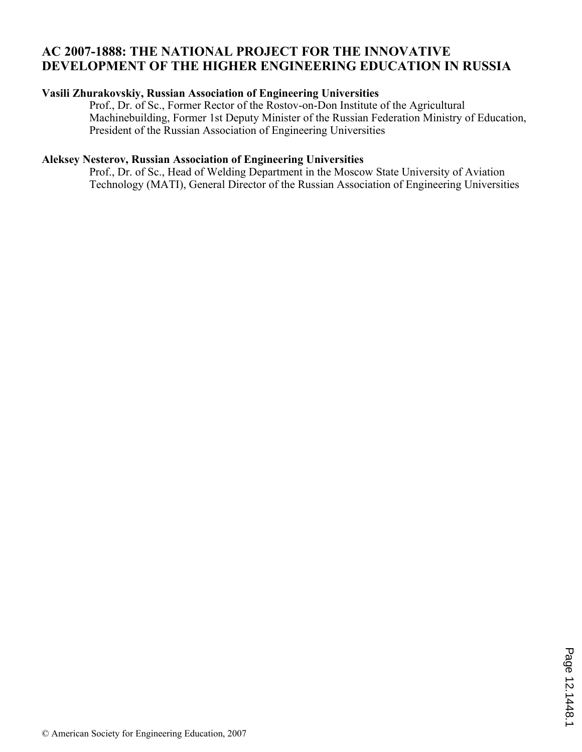# AC 2007-1888: THE NATIONAL PROJECT FOR THE INNOVATIVE DEVELOPMENT OF THE HIGHER ENGINEERING EDUCATION IN RUSSIA

**Vasili Zhurakovskiy, Russian Association of Engineering Universities**

Prof., Dr. of Sc., Former Rector of the Rostov-on-Don Institute of the Agricultural Machinebuilding, Former 1st Deputy Minister of the Russian Federation Ministry of Education, President of the Russian Association of Engineering Universities

**Aleksey Nesterov, Russian Association of Engineering Universities**

Prof., Dr. of Sc., Head of Welding Department in the Moscow State University of Aviation Technology (MATI), General Director of the Russian Association of Engineering Universities

© American Society for Engineering Education, 2007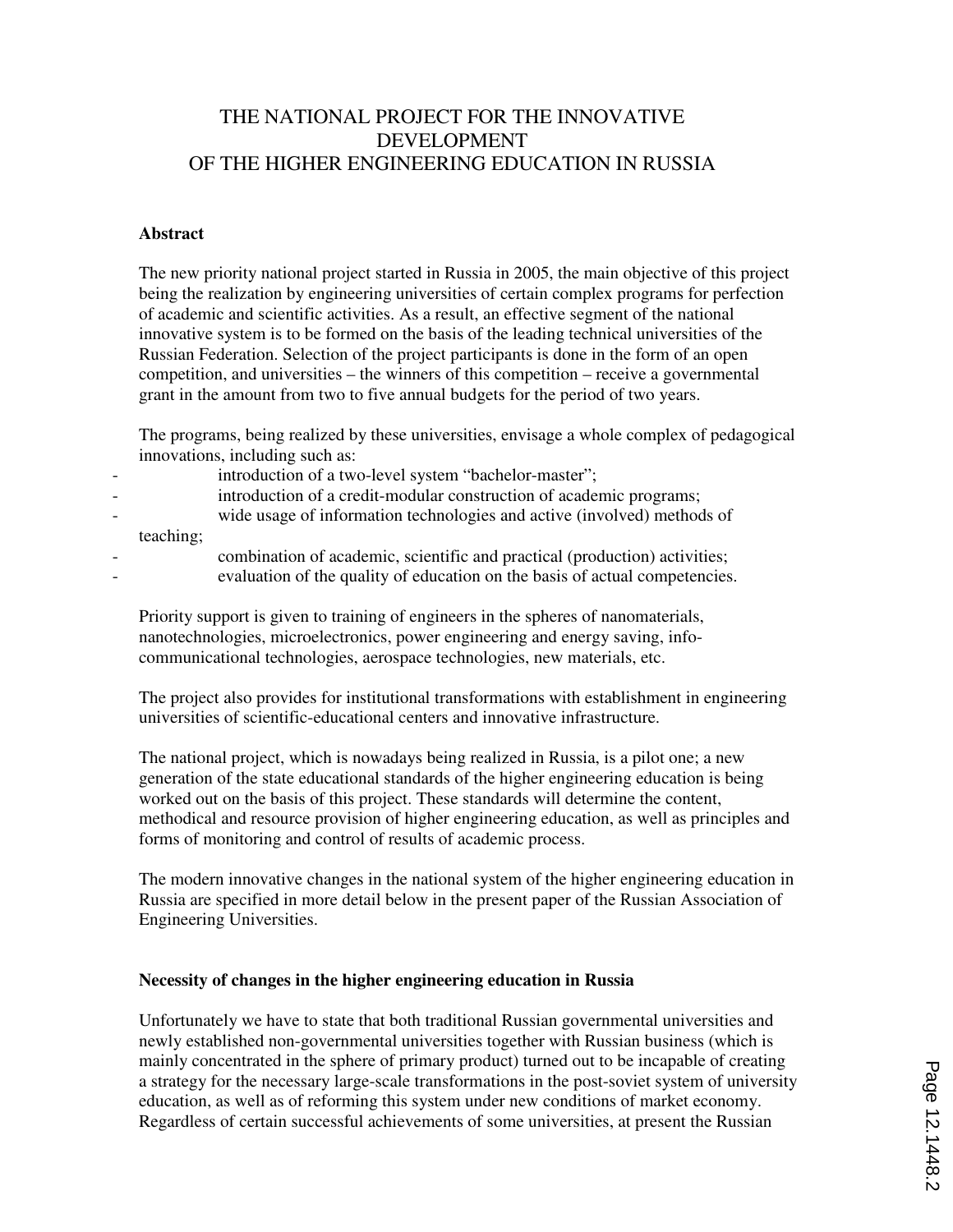# THE NATIONAL PROJECT FOR THE INNOVATIVE DEVELOPMENT OF THE HIGHER ENGINEERING EDUCATION IN RUSSIA

**Abstract**

The new priority national project started in Russia in 2005, the main objective of this project being the realization by engineering universities of certain complex programs for perfection of academic and scientific activities. As a result, an effective segment of the national innovative system is to be formed on the basis of the leading technical universities of the Russian Federation. Selection of the project participants is done in the form of an open competition, and universities – the winners of this competition – receive a governmental grant in the amount from two to five annual budgets for the period of two years.

The programs, being realized by these universities, envisage a whole complex of pedagogical innovations, including such as:

- introduction of a two-level system "bachelor-master";
- introduction of a credit-modular construction of academic programs;
- wide usage of information technologies and active (involved) methods of teaching;
- combination of academic, scientific and practical (production) activities;
- evaluation of the quality of education on the basis of actual competencies.

Priority support is given to training of engineers in the spheres of nanomaterials, nanotechnologies, microelectronics, power engineering and energy saving, info-communicational technologies, aerospace technologies, new materials, etc.

The project also provides for institutional transformations with establishment in engineering universities of scientific-educational centers and innovative infrastructure.

The national project, which is nowadays being realized in Russia, is a pilot one; a new generation of the state educational standards of the higher engineering education is being worked out on the basis of this project. These standards will determine the content, methodical and resource provision of higher engineering education, as well as principles and forms of monitoring and control of results of academic process.

The modern innovative changes in the national system of the higher engineering education in Russia are specified in more detail below in the present paper of the Russian Association of Engineering Universities.

**Necessity of changes in the higher engineering education in Russia**

Unfortunately we have to state that both traditional Russian governmental universities and newly established non-governmental universities together with Russian business (which is mainly concentrated in the sphere of primary product) turned out to be incapable of creating a strategy for the necessary large-scale transformations in the post-soviet system of university education, as well as of reforming this system under new conditions of market economy. Regardless of certain successful achievements of some universities, at present the Russian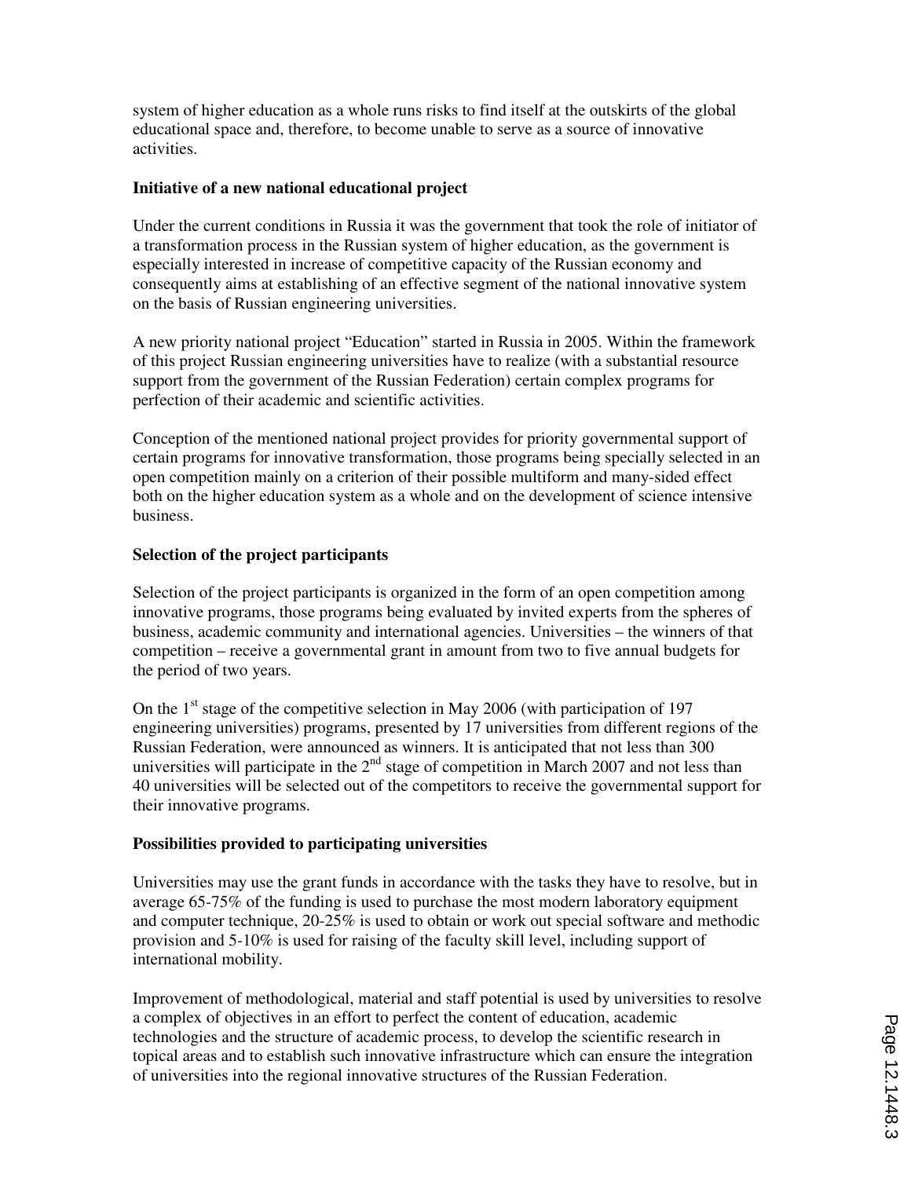system of higher education as a whole runs risks to find itself at the outskirts of the global educational space and, therefore, to become unable to serve as a source of innovative activities.

**Initiative of a new national educational project**

Under the current conditions in Russia it was the government that took the role of initiator of a transformation process in the Russian system of higher education, as the government is especially interested in increase of competitive capacity of the Russian economy and consequently aims at establishing of an effective segment of the national innovative system on the basis of Russian engineering universities.

A new priority national project "Education" started in Russia in 2005. Within the framework of this project Russian engineering universities have to realize (with a substantial resource support from the government of the Russian Federation) certain complex programs for perfection of their academic and scientific activities.

Conception of the mentioned national project provides for priority governmental support of certain programs for innovative transformation, those programs being specially selected in an open competition mainly on a criterion of their possible multiform and many-sided effect both on the higher education system as a whole and on the development of science intensive business.

**Selection of the project participants**

Selection of the project participants is organized in the form of an open competition among innovative programs, those programs being evaluated by invited experts from the spheres of business, academic community and international agencies. Universities – the winners of that competition – receive a governmental grant in amount from two to five annual budgets for the period of two years.

On the 1st stage of the competitive selection in May 2006 (with participation of 197 engineering universities) programs, presented by 17 universities from different regions of the Russian Federation, were announced as winners. It is anticipated that not less than 300 universities will participate in the 2nd stage of competition in March 2007 and not less than 40 universities will be selected out of the competitors to receive the governmental support for their innovative programs.

**Possibilities provided to participating universities**

Universities may use the grant funds in accordance with the tasks they have to resolve, but in average 65-75% of the funding is used to purchase the most modern laboratory equipment and computer technique, 20-25% is used to obtain or work out special software and methodic provision and 5-10% is used for raising of the faculty skill level, including support of international mobility.

Improvement of methodological, material and staff potential is used by universities to resolve a complex of objectives in an effort to perfect the content of education, academic technologies and the structure of academic process, to develop the scientific research in topical areas and to establish such innovative infrastructure which can ensure the integration of universities into the regional innovative structures of the Russian Federation.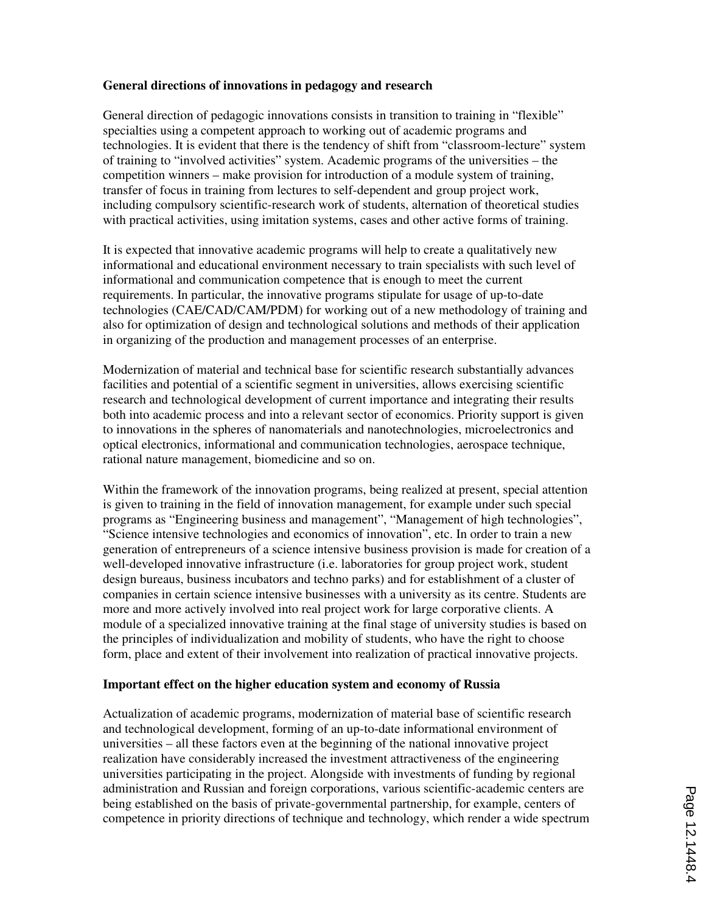**General directions of innovations in pedagogy and research**

General direction of pedagogic innovations consists in transition to training in "flexible" specialties using a competent approach to working out of academic programs and technologies. It is evident that there is the tendency of shift from "classroom-lecture" system of training to "involved activities" system. Academic programs of the universities – the competition winners – make provision for introduction of a module system of training, transfer of focus in training from lectures to self-dependent and group project work, including compulsory scientific-research work of students, alternation of theoretical studies with practical activities, using imitation systems, cases and other active forms of training.

It is expected that innovative academic programs will help to create a qualitatively new informational and educational environment necessary to train specialists with such level of informational and communication competence that is enough to meet the current requirements. In particular, the innovative programs stipulate for usage of up-to-date technologies (CAE/CAD/CAM/PDM) for working out of a new methodology of training and also for optimization of design and technological solutions and methods of their application in organizing of the production and management processes of an enterprise.

Modernization of material and technical base for scientific research substantially advances facilities and potential of a scientific segment in universities, allows exercising scientific research and technological development of current importance and integrating their results both into academic process and into a relevant sector of economics. Priority support is given to innovations in the spheres of nanomaterials and nanotechnologies, microelectronics and optical electronics, informational and communication technologies, aerospace technique, rational nature management, biomedicine and so on.

Within the framework of the innovation programs, being realized at present, special attention is given to training in the field of innovation management, for example under such special programs as "Engineering business and management", "Management of high technologies", "Science intensive technologies and economics of innovation", etc. In order to train a new generation of entrepreneurs of a science intensive business provision is made for creation of a well-developed innovative infrastructure (i.e. laboratories for group project work, student design bureaus, business incubators and techno parks) and for establishment of a cluster of companies in certain science intensive businesses with a university as its centre. Students are more and more actively involved into real project work for large corporative clients. A module of a specialized innovative training at the final stage of university studies is based on the principles of individualization and mobility of students, who have the right to choose form, place and extent of their involvement into realization of practical innovative projects.

**Important effect on the higher education system and economy of Russia**

Actualization of academic programs, modernization of material base of scientific research and technological development, forming of an up-to-date informational environment of universities – all these factors even at the beginning of the national innovative project realization have considerably increased the investment attractiveness of the engineering universities participating in the project. Alongside with investments of funding by regional administration and Russian and foreign corporations, various scientific-academic centers are being established on the basis of private-governmental partnership, for example, centers of competence in priority directions of technique and technology, which render a wide spectrum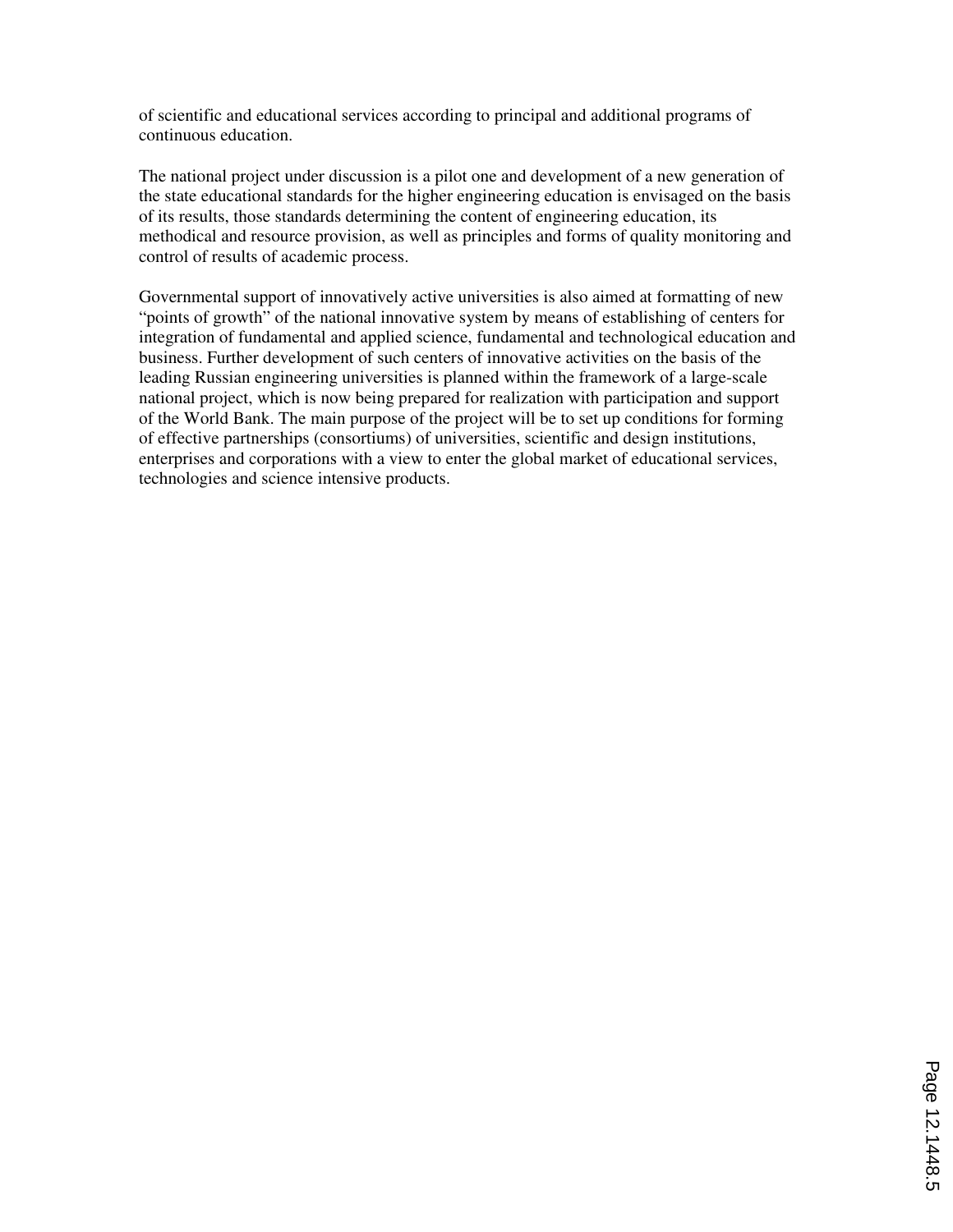of scientific and educational services according to principal and additional programs of continuous education.

The national project under discussion is a pilot one and development of a new generation of the state educational standards for the higher engineering education is envisaged on the basis of its results, those standards determining the content of engineering education, its methodical and resource provision, as well as principles and forms of quality monitoring and control of results of academic process.

Governmental support of innovatively active universities is also aimed at formatting of new "points of growth" of the national innovative system by means of establishing of centers for integration of fundamental and applied science, fundamental and technological education and business. Further development of such centers of innovative activities on the basis of the leading Russian engineering universities is planned within the framework of a large-scale national project, which is now being prepared for realization with participation and support of the World Bank. The main purpose of the project will be to set up conditions for forming of effective partnerships (consortiums) of universities, scientific and design institutions, enterprises and corporations with a view to enter the global market of educational services, technologies and science intensive products.